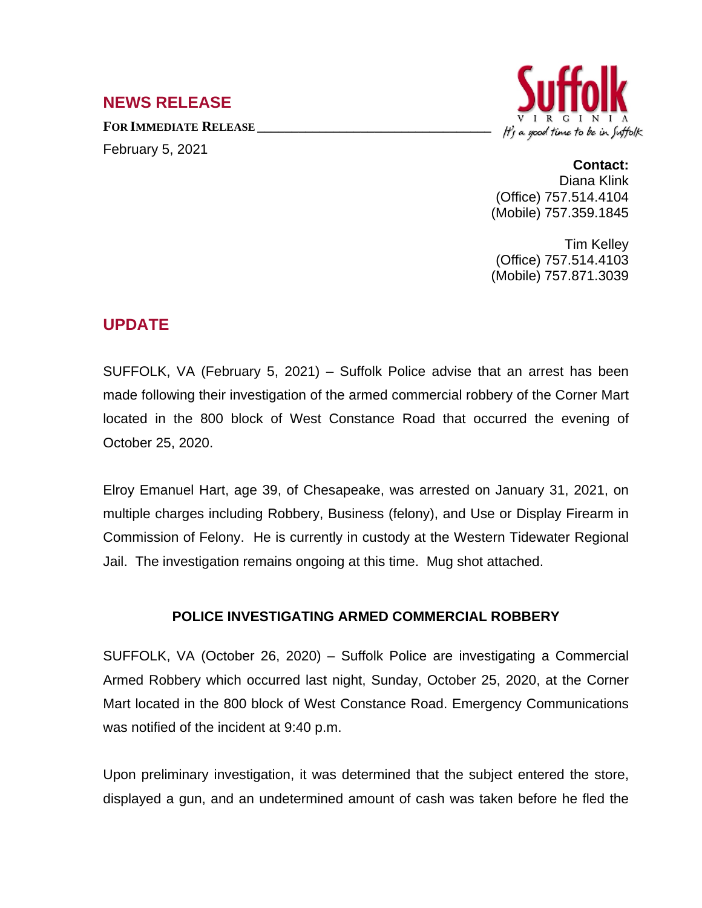## NEWS RELEASE

**FOR IMMEDIATE RELEASE**

February 5, 2021

**Contact:**
Diana Klink
(Office) 757.514.4104
(Mobile) 757.359.1845

Tim Kelley
(Office) 757.514.4103
(Mobile) 757.871.3039

## UPDATE

SUFFOLK, VA (February 5, 2021) – Suffolk Police advise that an arrest has been made following their investigation of the armed commercial robbery of the Corner Mart located in the 800 block of West Constance Road that occurred the evening of October 25, 2020.

Elroy Emanuel Hart, age 39, of Chesapeake, was arrested on January 31, 2021, on multiple charges including Robbery, Business (felony), and Use or Display Firearm in Commission of Felony. He is currently in custody at the Western Tidewater Regional Jail. The investigation remains ongoing at this time. Mug shot attached.

### POLICE INVESTIGATING ARMED COMMERCIAL ROBBERY

SUFFOLK, VA (October 26, 2020) – Suffolk Police are investigating a Commercial Armed Robbery which occurred last night, Sunday, October 25, 2020, at the Corner Mart located in the 800 block of West Constance Road. Emergency Communications was notified of the incident at 9:40 p.m.

Upon preliminary investigation, it was determined that the subject entered the store, displayed a gun, and an undetermined amount of cash was taken before he fled the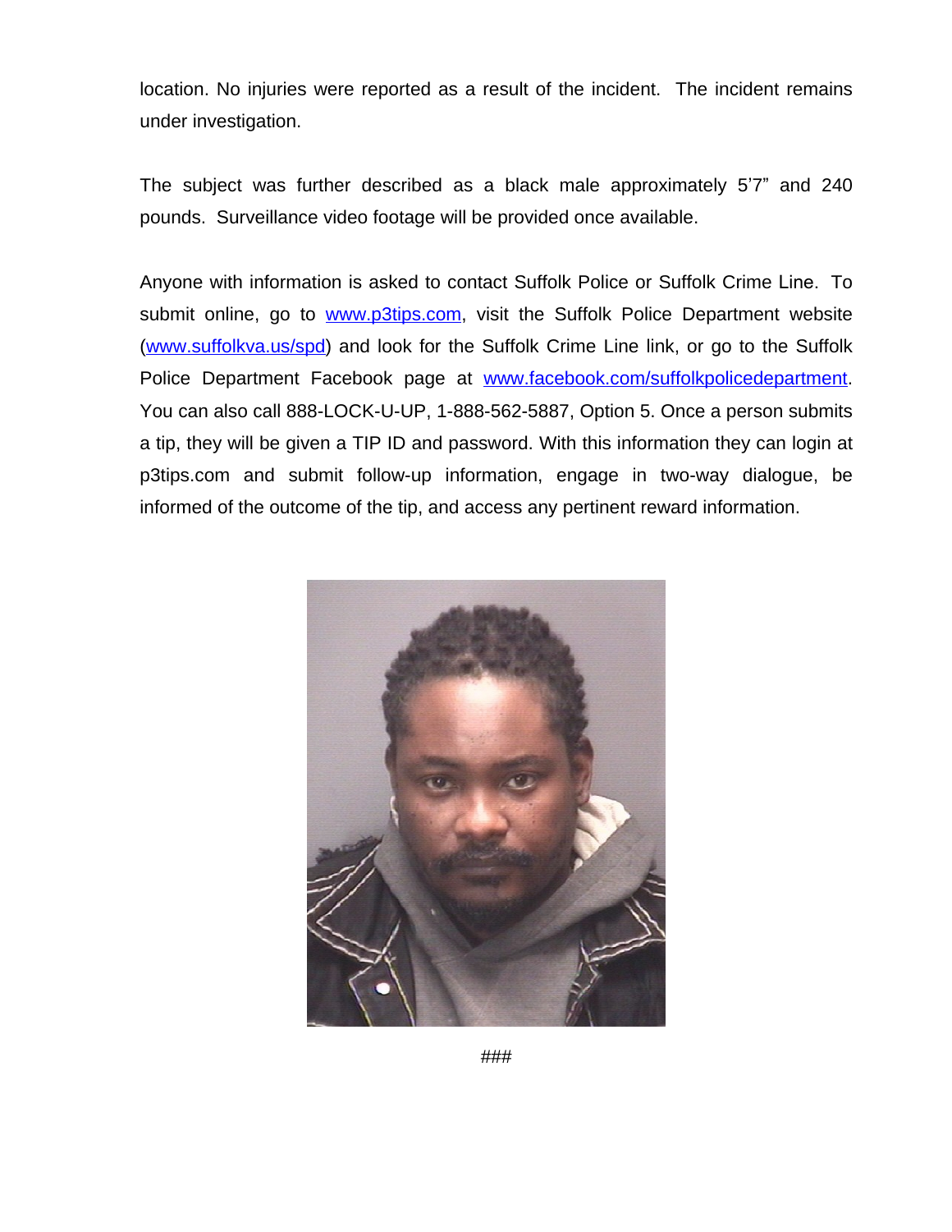location. No injuries were reported as a result of the incident. The incident remains under investigation.

The subject was further described as a black male approximately 5'7" and 240 pounds. Surveillance video footage will be provided once available.

Anyone with information is asked to contact Suffolk Police or Suffolk Crime Line. To submit online, go to www.p3tips.com, visit the Suffolk Police Department website (www.suffolkva.us/spd) and look for the Suffolk Crime Line link, or go to the Suffolk Police Department Facebook page at www.facebook.com/suffolkpolicedepartment. You can also call 888-LOCK-U-UP, 1-888-562-5887, Option 5. Once a person submits a tip, they will be given a TIP ID and password. With this information they can login at p3tips.com and submit follow-up information, engage in two-way dialogue, be informed of the outcome of the tip, and access any pertinent reward information.

###